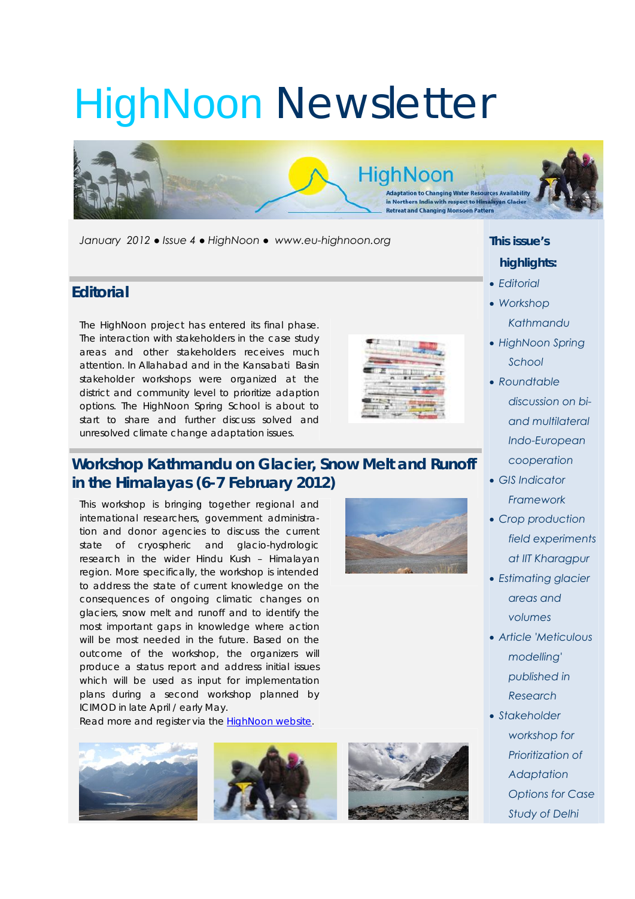# HighNoon Newsletter

*January 2012 ● Issue 4 ● HighNoon ● www.eu-highnoon.org*

## This issue's highlights:

- *Editorial*
- *Workshop Kathmandu*
- *HighNoon Spring School*
- *Roundtable discussion on bi- and multilateral Indo-European cooperation*
- *GIS Indicator Framework*
- *Crop production field experiments at IIT Kharagpur*
- *Estimating glacier areas and volumes*
- *Article 'Meticulous modelling' published in Research*
- *Stakeholder workshop for Prioritization of Adaptation Options for Case Study of Delhi*

## Editorial

The HighNoon project has entered its final phase. The interaction with stakeholders in the case study areas and other stakeholders receives much attention. In Allahabad and in the Kansabati Basin stakeholder workshops were organized at the district and community level to prioritize adaption options. The HighNoon Spring School is about to start to share and further discuss solved and unresolved climate change adaptation issues.

## Workshop Kathmandu on Glacier, Snow Melt and Runoff in the Himalayas (6-7 February 2012)

This workshop is bringing together regional and international researchers, government administration and donor agencies to discuss the current state of cryospheric and glacio-hydrologic research in the wider Hindu Kush – Himalayan region. More specifically, the workshop is intended to address the state of current knowledge on the consequences of ongoing climatic changes on glaciers, snow melt and runoff and to identify the most important gaps in knowledge where action will be most needed in the future. Based on the outcome of the workshop, the organizers will produce a status report and address initial issues which will be used as input for implementation plans during a second workshop planned by ICIMOD in late April / early May.

Read more and register via the HighNoon website.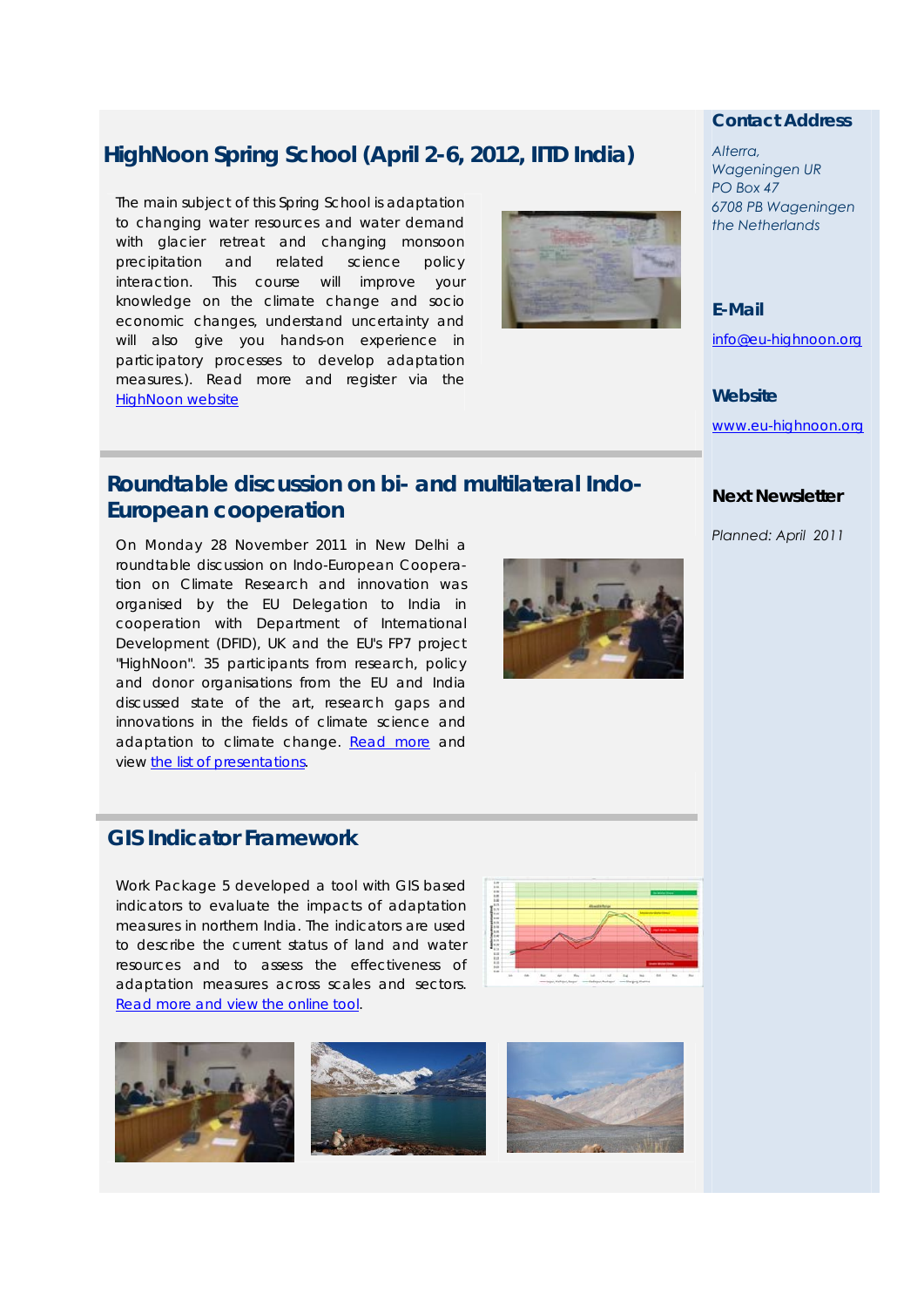## HighNoon Spring School (April 2-6, 2012, IITD India)

The main subject of this Spring School is adaptation to changing water resources and water demand with glacier retreat and changing monsoon precipitation and related science policy interaction. This course will improve your knowledge on the climate change and socio economic changes, understand uncertainty and will also give you hands-on experience in participatory processes to develop adaptation measures.). Read more and register via the [HighNoon website]

## Roundtable discussion on bi- and multilateral Indo-European cooperation

On Monday 28 November 2011 in New Delhi a roundtable discussion on Indo-European Cooperation on Climate Research and innovation was organised by the EU Delegation to India in cooperation with Department of International Development (DFID), UK and the EU's FP7 project "HighNoon". 35 participants from research, policy and donor organisations from the EU and India discussed state of the art, research gaps and innovations in the fields of climate science and adaptation to climate change. [Read more] and view [the list of presentations].

## GIS Indicator Framework

Work Package 5 developed a tool with GIS based indicators to evaluate the impacts of adaptation measures in northern India. The indicators are used to describe the current status of land and water resources and to assess the effectiveness of adaptation measures across scales and sectors. [Read more and view the online tool].

### Contact Address

*Alterra,*
*Wageningen UR*
*PO Box 47*
*6708 PB Wageningen*
*the Netherlands*

### E-Mail

info@eu-highnoon.org

### Website

www.eu-highnoon.org

### Next Newsletter

*Planned: April 2011*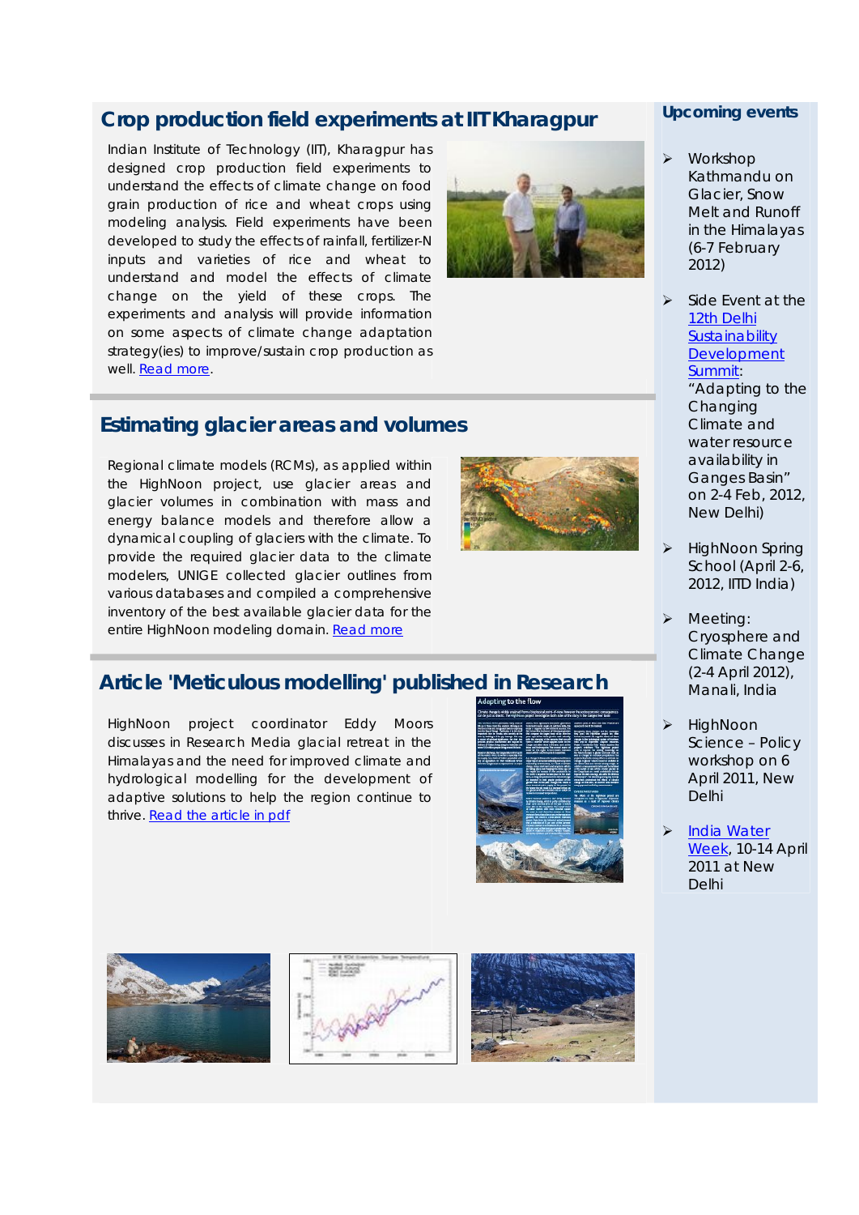## Crop production field experiments at IIT Kharagpur

Indian Institute of Technology (IIT), Kharagpur has designed crop production field experiments to understand the effects of climate change on food grain production of rice and wheat crops using modeling analysis. Field experiments have been developed to study the effects of rainfall, fertilizer-N inputs and varieties of rice and wheat to understand and model the effects of climate change on the yield of these crops. The experiments and analysis will provide information on some aspects of climate change adaptation strategy(ies) to improve/sustain crop production as well. Read more.

## Estimating glacier areas and volumes

Regional climate models (RCMs), as applied within the HighNoon project, use glacier areas and glacier volumes in combination with mass and energy balance models and therefore allow a dynamical coupling of glaciers with the climate. To provide the required glacier data to the climate modelers, UNIGE collected glacier outlines from various databases and compiled a comprehensive inventory of the best available glacier data for the entire HighNoon modeling domain. Read more

## Article 'Meticulous modelling' published in Research

HighNoon project coordinator Eddy Moors discusses in Research Media glacial retreat in the Himalayas and the need for improved climate and hydrological modelling for the development of adaptive solutions to help the region continue to thrive. Read the article in pdf

## Upcoming events

- Workshop Kathmandu on Glacier, Snow Melt and Runoff in the Himalayas (6-7 February 2012)
- Side Event at the 12th Delhi Sustainability Development Summit: "Adapting to the Changing Climate and water resource availability in Ganges Basin" on 2-4 Feb, 2012, New Delhi)
- HighNoon Spring School (April 2-6, 2012, IITD India)
- Meeting: Cryosphere and Climate Change (2-4 April 2012), Manali, India
- HighNoon Science – Policy workshop on 6 April 2011, New Delhi
- India Water Week, 10-14 April 2011 at New Delhi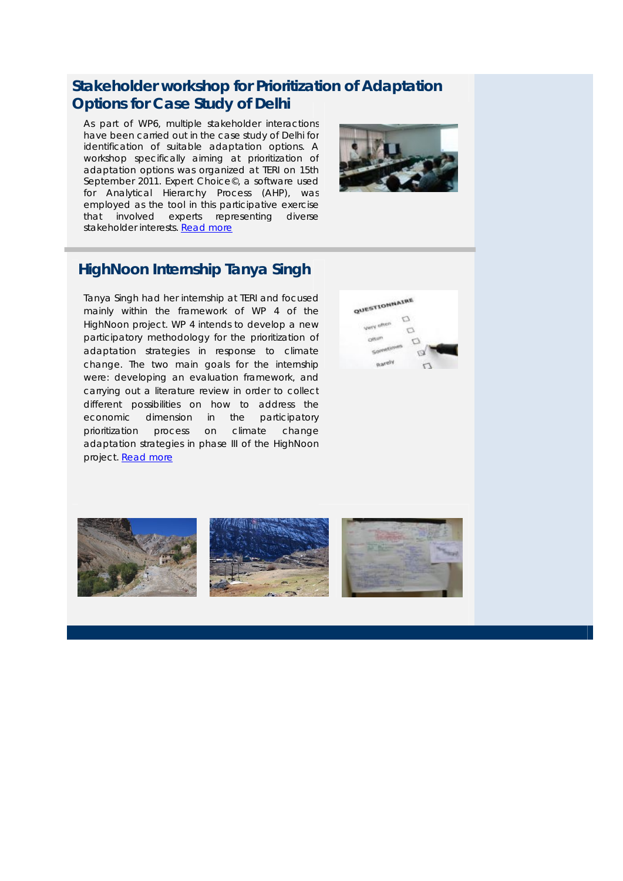## Stakeholder workshop for Prioritization of Adaptation Options for Case Study of Delhi

As part of WP6, multiple stakeholder interactions have been carried out in the case study of Delhi for identification of suitable adaptation options. A workshop specifically aiming at prioritization of adaptation options was organized at TERI on 15th September 2011. Expert Choice©, a software used for Analytical Hierarchy Process (AHP), was employed as the tool in this participative exercise that involved experts representing diverse stakeholder interests. Read more

## HighNoon Internship Tanya Singh

Tanya Singh had her internship at TERI and focused mainly within the framework of WP 4 of the HighNoon project. WP 4 intends to develop a new participatory methodology for the prioritization of adaptation strategies in response to climate change. The two main goals for the internship were: developing an evaluation framework, and carrying out a literature review in order to collect different possibilities on how to address the economic dimension in the participatory prioritization process on climate change adaptation strategies in phase III of the HighNoon project. Read more